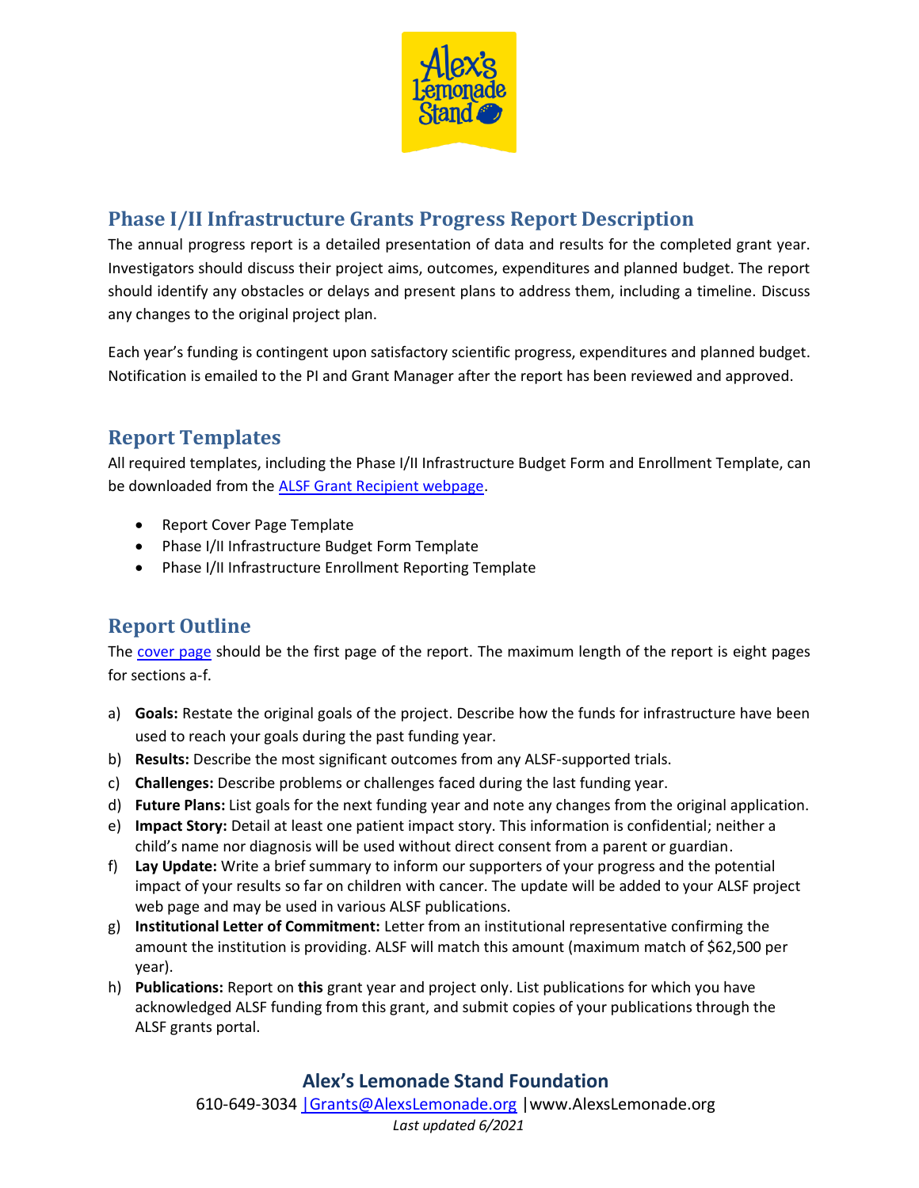## Phase I/II Infrastructure Grants Progress Report Description

The annual progress report is a detailed presentation of data and results for the completed grant year. Investigators should discuss their project aims, outcomes, expenditures and planned budget. The report should identify any obstacles or delays and present plans to address them, including a timeline. Discuss any changes to the original project plan.

Each year's funding is contingent upon satisfactory scientific progress, expenditures and planned budget. Notification is emailed to the PI and Grant Manager after the report has been reviewed and approved.

## Report Templates

All required templates, including the Phase I/II Infrastructure Budget Form and Enrollment Template, can be downloaded from the ALSF Grant Recipient webpage.

- Report Cover Page Template
- Phase I/II Infrastructure Budget Form Template
- Phase I/II Infrastructure Enrollment Reporting Template

## Report Outline

The cover page should be the first page of the report. The maximum length of the report is eight pages for sections a-f.

a) **Goals:** Restate the original goals of the project. Describe how the funds for infrastructure have been used to reach your goals during the past funding year.
b) **Results:** Describe the most significant outcomes from any ALSF-supported trials.
c) **Challenges:** Describe problems or challenges faced during the last funding year.
d) **Future Plans:** List goals for the next funding year and note any changes from the original application.
e) **Impact Story:** Detail at least one patient impact story. This information is confidential; neither a child's name nor diagnosis will be used without direct consent from a parent or guardian.
f) **Lay Update:** Write a brief summary to inform our supporters of your progress and the potential impact of your results so far on children with cancer. The update will be added to your ALSF project web page and may be used in various ALSF publications.
g) **Institutional Letter of Commitment:** Letter from an institutional representative confirming the amount the institution is providing. ALSF will match this amount (maximum match of $62,500 per year).
h) **Publications:** Report on **this** grant year and project only. List publications for which you have acknowledged ALSF funding from this grant, and submit copies of your publications through the ALSF grants portal.

**Alex's Lemonade Stand Foundation**

610-649-3034 |Grants@AlexsLemonade.org |www.AlexsLemonade.org

*Last updated 6/2021*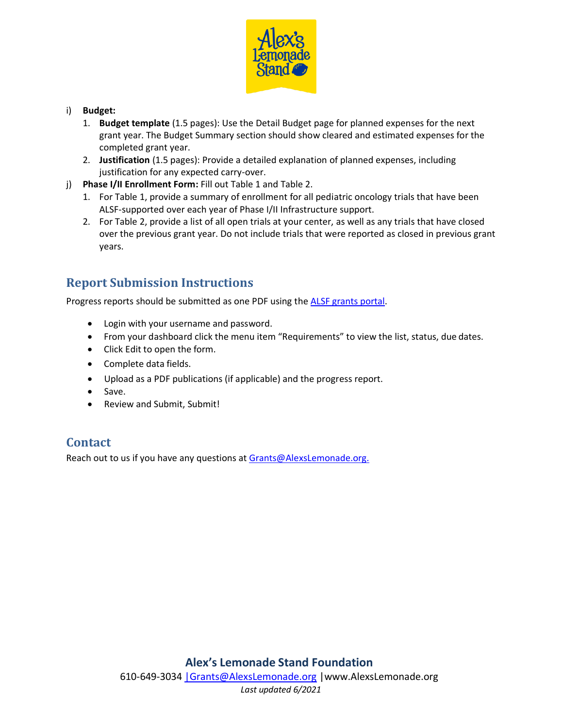i) **Budget:**
   1. **Budget template** (1.5 pages): Use the Detail Budget page for planned expenses for the next grant year. The Budget Summary section should show cleared and estimated expenses for the completed grant year.
   2. **Justification** (1.5 pages): Provide a detailed explanation of planned expenses, including justification for any expected carry-over.

j) **Phase I/II Enrollment Form:** Fill out Table 1 and Table 2.
   1. For Table 1, provide a summary of enrollment for all pediatric oncology trials that have been ALSF-supported over each year of Phase I/II Infrastructure support.
   2. For Table 2, provide a list of all open trials at your center, as well as any trials that have closed over the previous grant year. Do not include trials that were reported as closed in previous grant years.

## Report Submission Instructions

Progress reports should be submitted as one PDF using the ALSF grants portal.

- Login with your username and password.
- From your dashboard click the menu item "Requirements" to view the list, status, due dates.
- Click Edit to open the form.
- Complete data fields.
- Upload as a PDF publications (if applicable) and the progress report.
- Save.
- Review and Submit, Submit!

## Contact

Reach out to us if you have any questions at Grants@AlexsLemonade.org.

**Alex's Lemonade Stand Foundation**

610-649-3034 |Grants@AlexsLemonade.org |www.AlexsLemonade.org

*Last updated 6/2021*